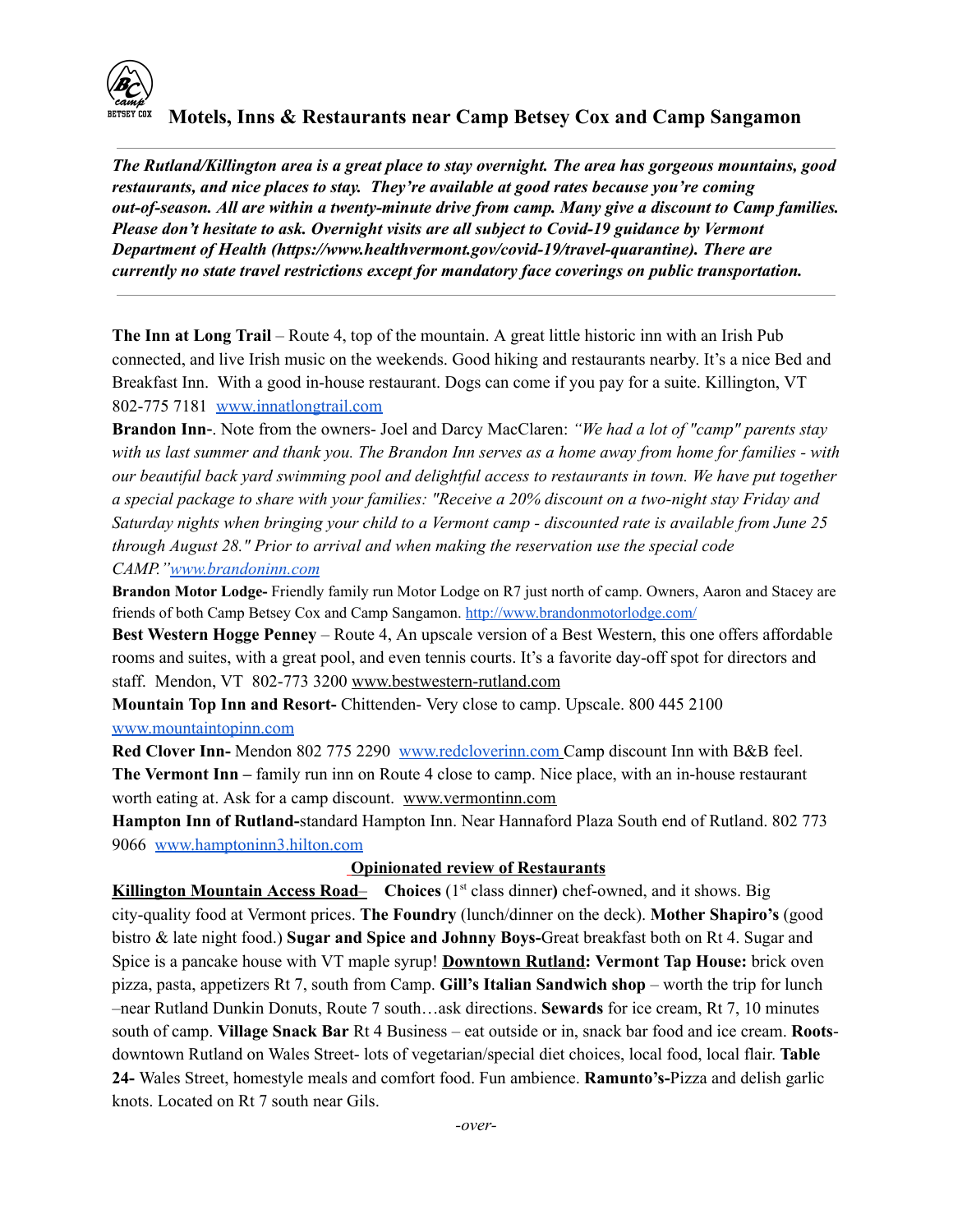# Motels, Inns & Restaurants near Camp Betsey Cox and Camp Sangamon

***The Rutland/Killington area is a great place to stay overnight. The area has gorgeous mountains, good restaurants, and nice places to stay. They're available at good rates because you're coming out-of-season. All are within a twenty-minute drive from camp. Many give a discount to Camp families. Please don't hesitate to ask. Overnight visits are all subject to Covid-19 guidance by Vermont Department of Health (https://www.healthvermont.gov/covid-19/travel-quarantine). There are currently no state travel restrictions except for mandatory face coverings on public transportation.***

---

**The Inn at Long Trail** – Route 4, top of the mountain. A great little historic inn with an Irish Pub connected, and live Irish music on the weekends. Good hiking and restaurants nearby. It's a nice Bed and Breakfast Inn. With a good in-house restaurant. Dogs can come if you pay for a suite. Killington, VT 802-775 7181 www.innatlongtrail.com

**Brandon Inn-**. Note from the owners- Joel and Darcy MacClaren: *"We had a lot of "camp" parents stay with us last summer and thank you. The Brandon Inn serves as a home away from home for families - with our beautiful back yard swimming pool and delightful access to restaurants in town. We have put together a special package to share with your families: "Receive a 20% discount on a two-night stay Friday and Saturday nights when bringing your child to a Vermont camp - discounted rate is available from June 25 through August 28." Prior to arrival and when making the reservation use the special code CAMP."www.brandoninn.com*

**Brandon Motor Lodge-** Friendly family run Motor Lodge on R7 just north of camp. Owners, Aaron and Stacey are friends of both Camp Betsey Cox and Camp Sangamon. http://www.brandonmotorlodge.com/

**Best Western Hogge Penney** – Route 4, An upscale version of a Best Western, this one offers affordable rooms and suites, with a great pool, and even tennis courts. It's a favorite day-off spot for directors and staff. Mendon, VT 802-773 3200 www.bestwestern-rutland.com

**Mountain Top Inn and Resort-** Chittenden- Very close to camp. Upscale. 800 445 2100 www.mountaintopinn.com

**Red Clover Inn-** Mendon 802 775 2290 www.redcloverinn.com Camp discount Inn with B&B feel.

**The Vermont Inn –** family run inn on Route 4 close to camp. Nice place, with an in-house restaurant worth eating at. Ask for a camp discount. www.vermontinn.com

**Hampton Inn of Rutland-**standard Hampton Inn. Near Hannaford Plaza South end of Rutland. 802 773 9066 www.hamptoninn3.hilton.com

## Opinionated review of Restaurants

**Killington Mountain Access Road**– **Choices** (1st class dinner) chef-owned, and it shows. Big city-quality food at Vermont prices. **The Foundry** (lunch/dinner on the deck). **Mother Shapiro's** (good bistro & late night food.) **Sugar and Spice and Johnny Boys-**Great breakfast both on Rt 4. Sugar and Spice is a pancake house with VT maple syrup! **Downtown Rutland: Vermont Tap House:** brick oven pizza, pasta, appetizers Rt 7, south from Camp. **Gill's Italian Sandwich shop** – worth the trip for lunch –near Rutland Dunkin Donuts, Route 7 south…ask directions. **Sewards** for ice cream, Rt 7, 10 minutes south of camp. **Village Snack Bar** Rt 4 Business – eat outside or in, snack bar food and ice cream. **Roots**-downtown Rutland on Wales Street- lots of vegetarian/special diet choices, local food, local flair. **Table 24-** Wales Street, homestyle meals and comfort food. Fun ambience. **Ramunto's-**Pizza and delish garlic knots. Located on Rt 7 south near Gils.

*-over-*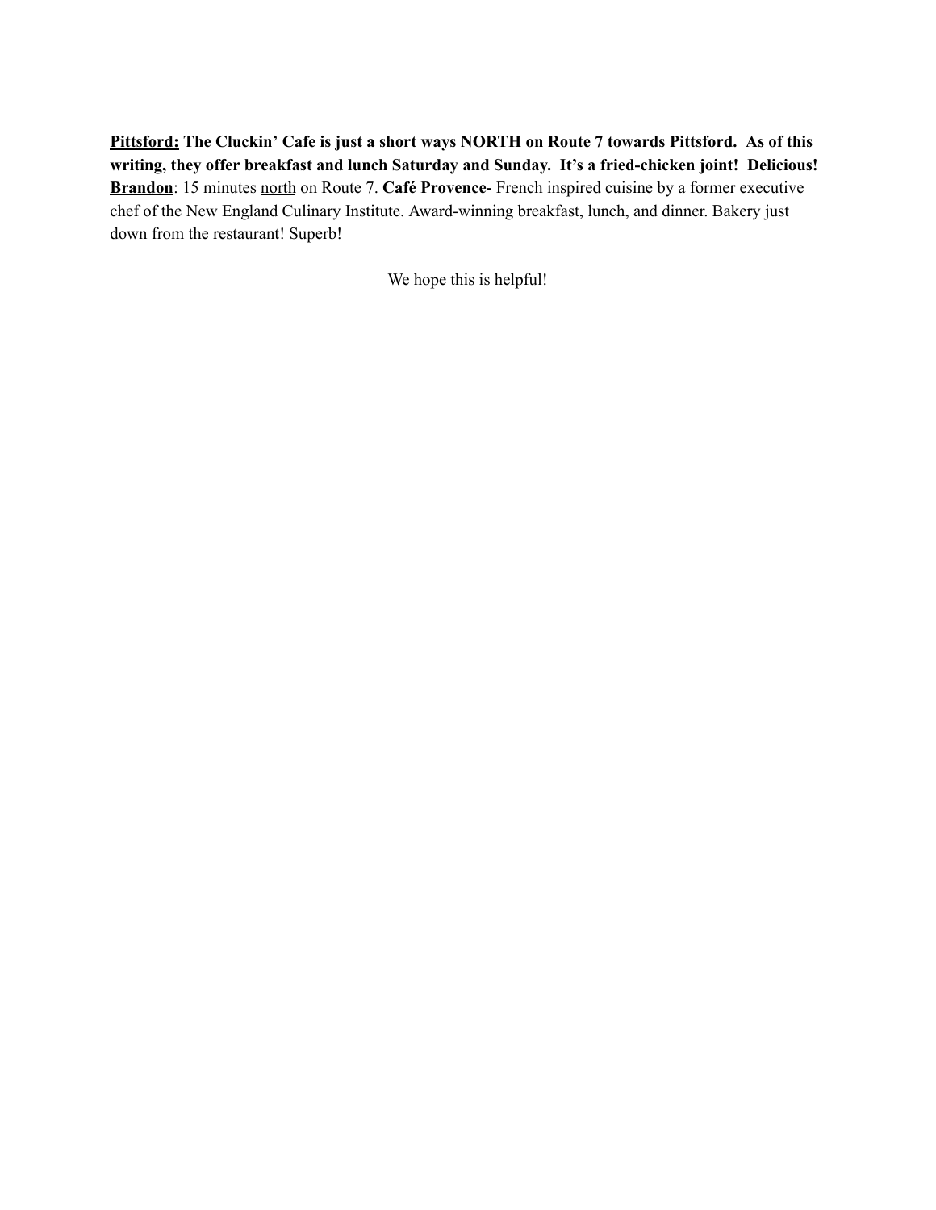**<u>Pittsford:</u> The Cluckin' Cafe is just a short ways NORTH on Route 7 towards Pittsford. As of this writing, they offer breakfast and lunch Saturday and Sunday. It's a fried-chicken joint! Delicious!**
**<u>Brandon</u>**: 15 minutes <u>north</u> on Route 7. **Café Provence-** French inspired cuisine by a former executive chef of the New England Culinary Institute. Award-winning breakfast, lunch, and dinner. Bakery just down from the restaurant! Superb!

We hope this is helpful!